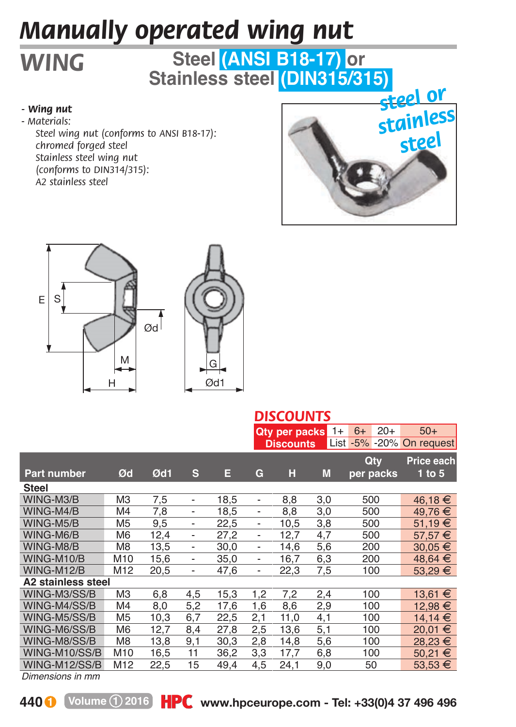# Manually operated wing nut

## WING

### Steel (ANSI B18-17) or Stainless steel (DIN315/315)

- **Wing nut**
- Materials:
  Steel wing nut (conforms to ANSI B18-17): chromed forged steel
  Stainless steel wing nut (conforms to DIN314/315): A2 stainless steel

steel or stainless steel

**DISCOUNTS**

| Qty per packs | 1+ | 6+ | 20+ | 50+ |
|---|---|---|---|---|
| Discounts | List | -5% | -20% | On request |

| Part number | Ød | Ød1 | S | E | G | H | M | Qty per packs | Price each 1 to 5 |
|---|---|---|---|---|---|---|---|---|---|
| **Steel** | | | | | | | | | |
| WING-M3/B | M3 | 7,5 | - | 18,5 | - | 8,8 | 3,0 | 500 | 46,18 € |
| WING-M4/B | M4 | 7,8 | - | 18,5 | - | 8,8 | 3,0 | 500 | 49,76 € |
| WING-M5/B | M5 | 9,5 | - | 22,5 | - | 10,5 | 3,8 | 500 | 51,19 € |
| WING-M6/B | M6 | 12,4 | - | 27,2 | - | 12,7 | 4,7 | 500 | 57,57 € |
| WING-M8/B | M8 | 13,5 | - | 30,0 | - | 14,6 | 5,6 | 200 | 30,05 € |
| WING-M10/B | M10 | 15,6 | - | 35,0 | - | 16,7 | 6,3 | 200 | 48,64 € |
| WING-M12/B | M12 | 20,5 | - | 47,6 | - | 22,3 | 7,5 | 100 | 53,29 € |
| **A2 stainless steel** | | | | | | | | | |
| WING-M3/SS/B | M3 | 6,8 | 4,5 | 15,3 | 1,2 | 7,2 | 2,4 | 100 | 13,61 € |
| WING-M4/SS/B | M4 | 8,0 | 5,2 | 17,6 | 1,6 | 8,6 | 2,9 | 100 | 12,98 € |
| WING-M5/SS/B | M5 | 10,3 | 6,7 | 22,5 | 2,1 | 11,0 | 4,1 | 100 | 14,14 € |
| WING-M6/SS/B | M6 | 12,7 | 8,4 | 27,8 | 2,5 | 13,6 | 5,1 | 100 | 20,01 € |
| WING-M8/SS/B | M8 | 13,8 | 9,1 | 30,3 | 2,8 | 14,8 | 5,6 | 100 | 28,23 € |
| WING-M10/SS/B | M10 | 16,5 | 11 | 36,2 | 3,3 | 17,7 | 6,8 | 100 | 50,21 € |
| WING-M12/SS/B | M12 | 22,5 | 15 | 49,4 | 4,5 | 24,1 | 9,0 | 50 | 53,53 € |

*Dimensions in mm*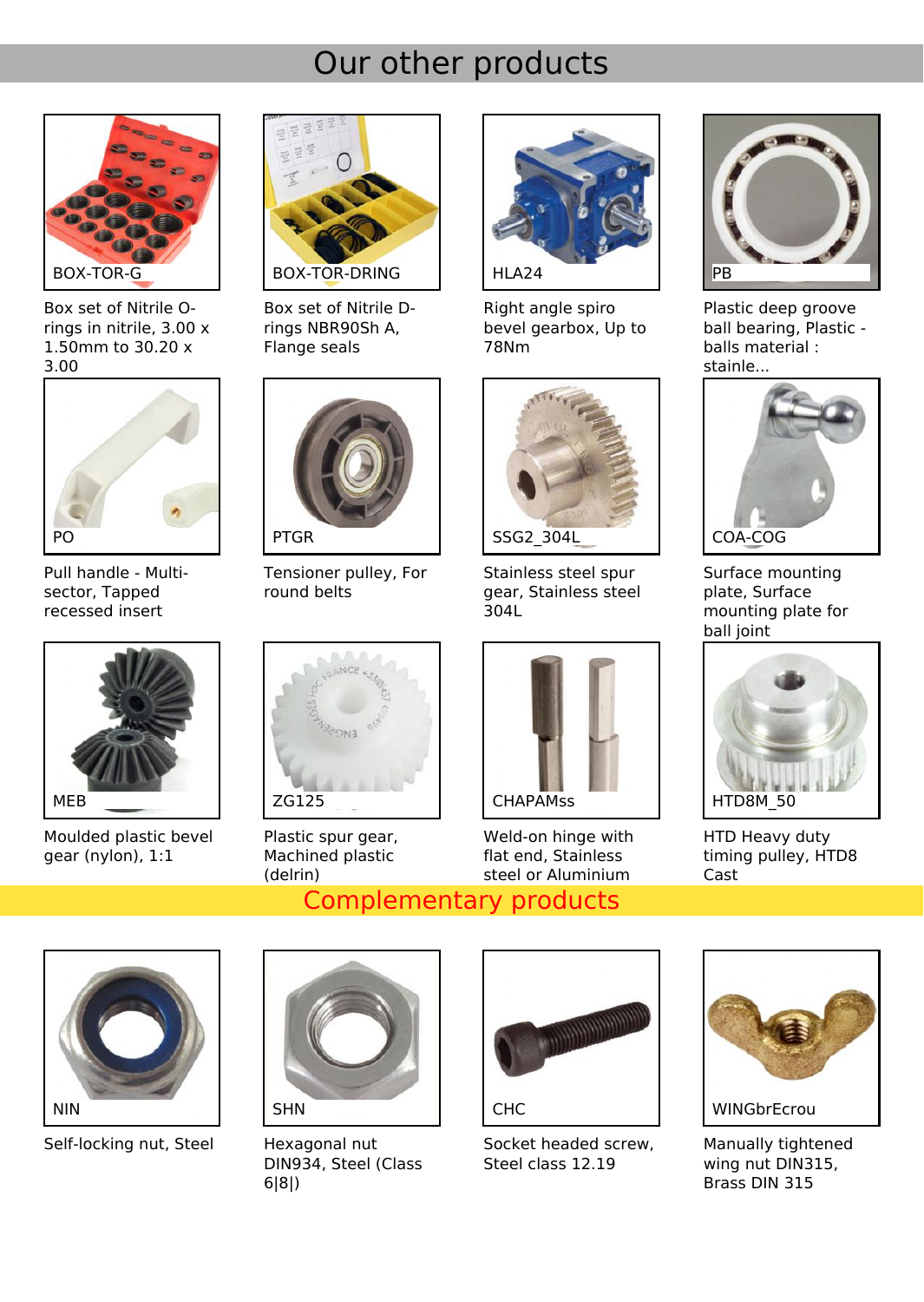# Our other products

BOX-TOR-G

Box set of Nitrile O-rings in nitrile, 3.00 x 1.50mm to 30.20 x 3.00

BOX-TOR-DRING

Box set of Nitrile D-rings NBR90Sh A, Flange seals

HLA24

Right angle spiro bevel gearbox, Up to 78Nm

PB

Plastic deep groove ball bearing, Plastic - balls material : stainle...

PO

Pull handle - Multi-sector, Tapped recessed insert

PTGR

Tensioner pulley, For round belts

SSG2_304L

Stainless steel spur gear, Stainless steel 304L

COA-COG

Surface mounting plate, Surface mounting plate for ball joint

MEB

Moulded plastic bevel gear (nylon), 1:1

ZG125

Plastic spur gear, Machined plastic (delrin)

CHAPAMss

Weld-on hinge with flat end, Stainless steel or Aluminium

HTD8M_50

HTD Heavy duty timing pulley, HTD8 Cast

# Complementary products

NIN

Self-locking nut, Steel

SHN

Hexagonal nut DIN934, Steel (Class 6|8|)

CHC

Socket headed screw, Steel class 12.19

WINGbrEcrou

Manually tightened wing nut DIN315, Brass DIN 315